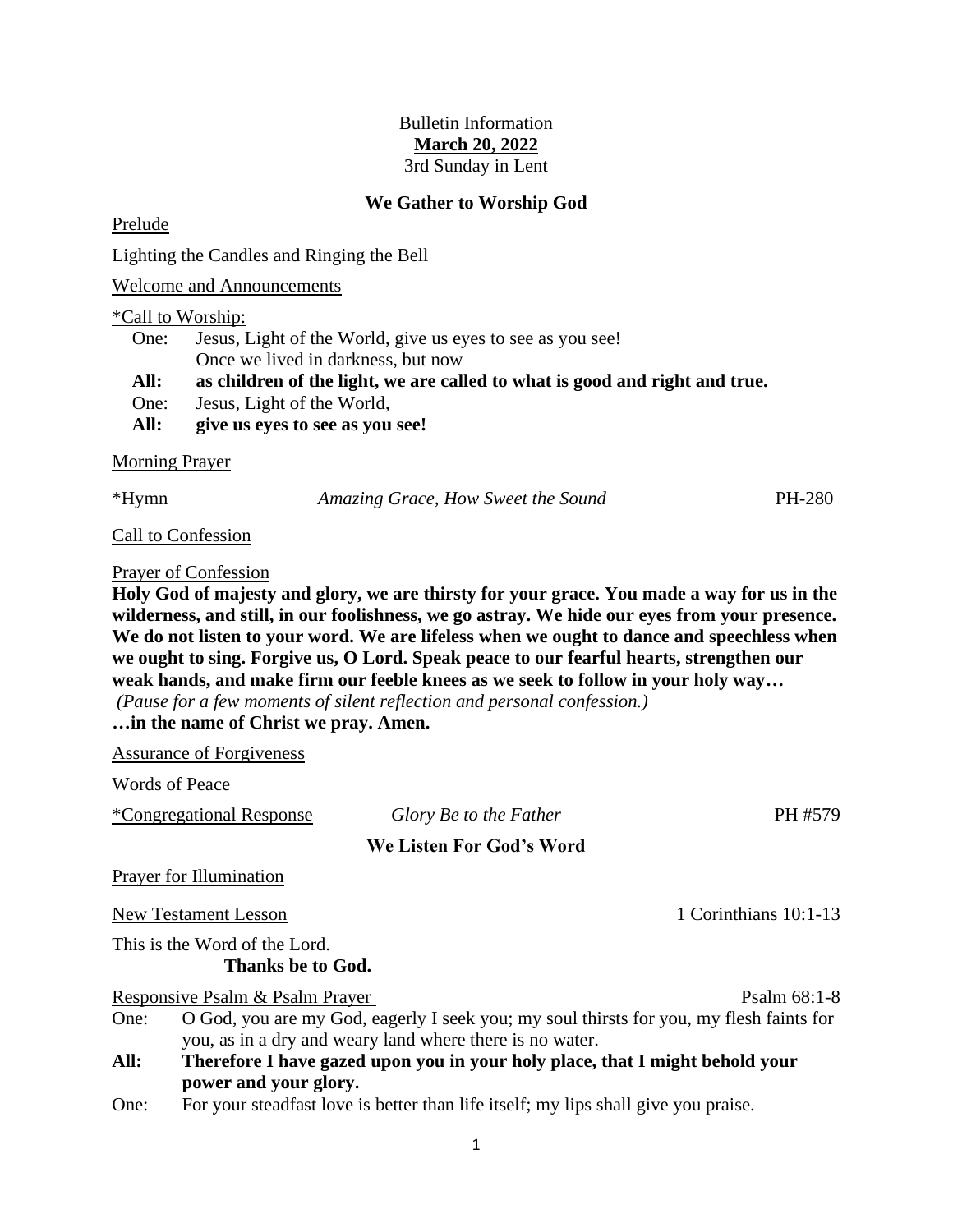Bulletin Information

**March 20, 2022**

3rd Sunday in Lent

## We Gather to Worship God

Prelude

Lighting the Candles and Ringing the Bell

Welcome and Announcements

*Call to Worship:

One: Jesus, Light of the World, give us eyes to see as you see!
Once we lived in darkness, but now

**All: as children of the light, we are called to what is good and right and true.**

One: Jesus, Light of the World,

**All: give us eyes to see as you see!**

Morning Prayer

*Hymn — *Amazing Grace, How Sweet the Sound* — PH-280

Call to Confession

Prayer of Confession

**Holy God of majesty and glory, we are thirsty for your grace. You made a way for us in the wilderness, and still, in our foolishness, we go astray. We hide our eyes from your presence. We do not listen to your word. We are lifeless when we ought to dance and speechless when we ought to sing. Forgive us, O Lord. Speak peace to our fearful hearts, strengthen our weak hands, and make firm our feeble knees as we seek to follow in your holy way…**

*(Pause for a few moments of silent reflection and personal confession.)*

**…in the name of Christ we pray. Amen.**

Assurance of Forgiveness

Words of Peace

*Congregational Response — *Glory Be to the Father* — PH #579

## We Listen For God's Word

Prayer for Illumination

New Testament Lesson — 1 Corinthians 10:1-13

This is the Word of the Lord.

**Thanks be to God.**

Responsive Psalm & Psalm Prayer — Psalm 68:1-8

One: O God, you are my God, eagerly I seek you; my soul thirsts for you, my flesh faints for you, as in a dry and weary land where there is no water.

**All: Therefore I have gazed upon you in your holy place, that I might behold your power and your glory.**

One: For your steadfast love is better than life itself; my lips shall give you praise.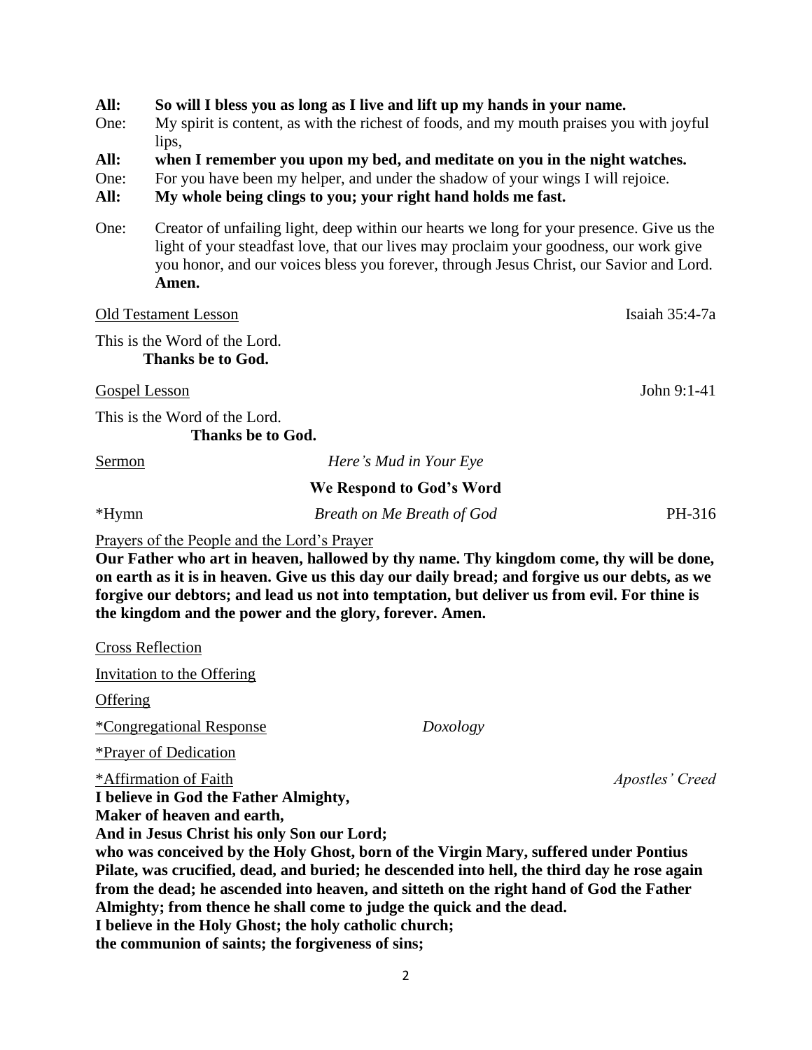**All:** **So will I bless you as long as I live and lift up my hands in your name.**
One: My spirit is content, as with the richest of foods, and my mouth praises you with joyful lips,
**All:** **when I remember you upon my bed, and meditate on you in the night watches.**
One: For you have been my helper, and under the shadow of your wings I will rejoice.
**All:** **My whole being clings to you; your right hand holds me fast.**

One: Creator of unfailing light, deep within our hearts we long for your presence. Give us the light of your steadfast love, that our lives may proclaim your goodness, our work give you honor, and our voices bless you forever, through Jesus Christ, our Savior and Lord. **Amen.**

Old Testament Lesson — Isaiah 35:4-7a

This is the Word of the Lord.
**Thanks be to God.**

Gospel Lesson — John 9:1-41

This is the Word of the Lord.
**Thanks be to God.**

Sermon — *Here's Mud in Your Eye*

## We Respond to God's Word

*Hymn — *Breath on Me Breath of God* — PH-316

Prayers of the People and the Lord's Prayer
**Our Father who art in heaven, hallowed by thy name. Thy kingdom come, thy will be done, on earth as it is in heaven. Give us this day our daily bread; and forgive us our debts, as we forgive our debtors; and lead us not into temptation, but deliver us from evil. For thine is the kingdom and the power and the glory, forever. Amen.**

Cross Reflection

Invitation to the Offering

Offering

*Congregational Response — *Doxology*

*Prayer of Dedication

*Affirmation of Faith — *Apostles' Creed*
**I believe in God the Father Almighty,**
**Maker of heaven and earth,**
**And in Jesus Christ his only Son our Lord;**
**who was conceived by the Holy Ghost, born of the Virgin Mary, suffered under Pontius Pilate, was crucified, dead, and buried; he descended into hell, the third day he rose again from the dead; he ascended into heaven, and sitteth on the right hand of God the Father Almighty; from thence he shall come to judge the quick and the dead.**
**I believe in the Holy Ghost; the holy catholic church;**
**the communion of saints; the forgiveness of sins;**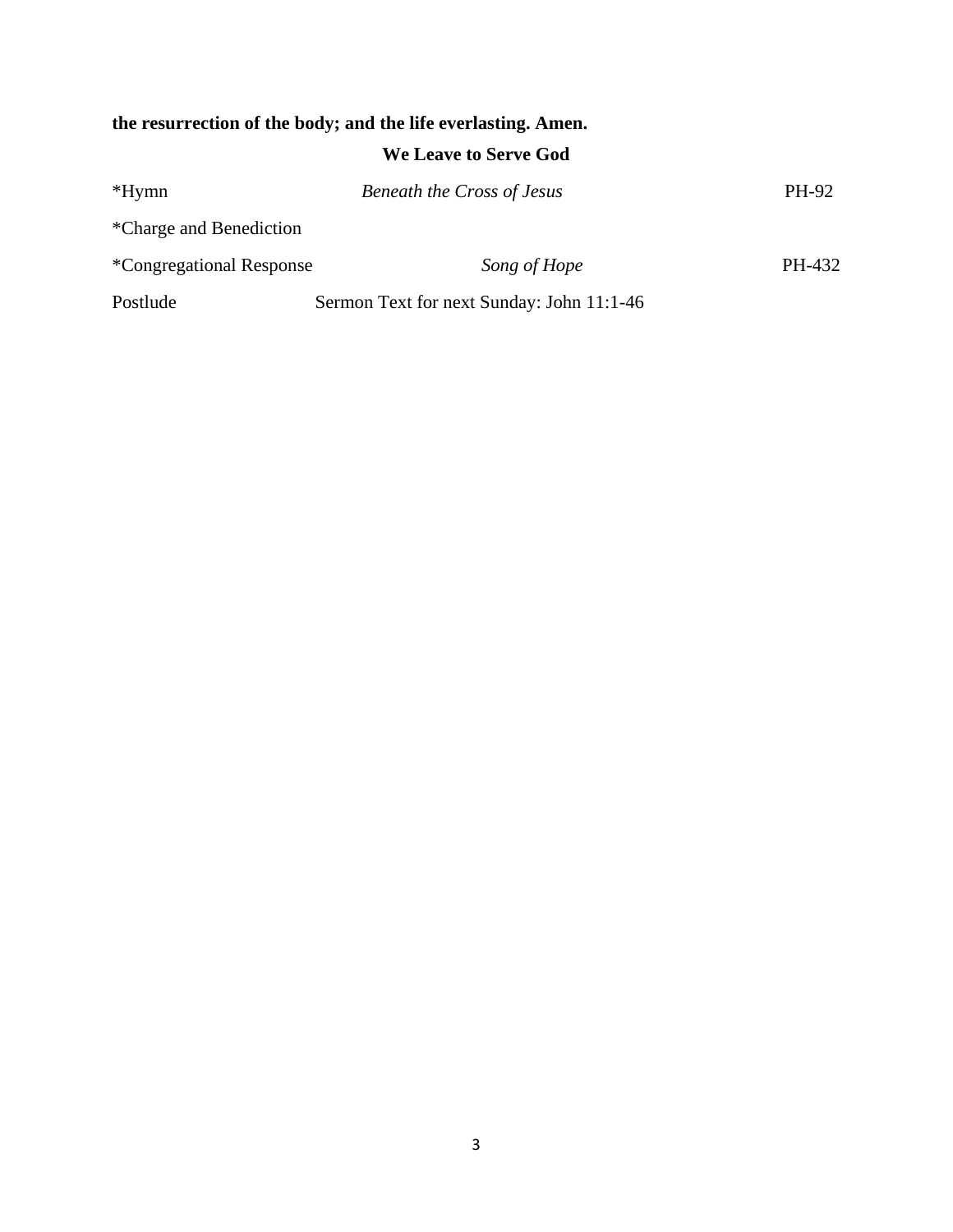**the resurrection of the body; and the life everlasting. Amen.**

## We Leave to Serve God

| | | |
|---|---|---|
| *Hymn | *Beneath the Cross of Jesus* | PH-92 |
| *Charge and Benediction | | |
| *Congregational Response | *Song of Hope* | PH-432 |
| Postlude | Sermon Text for next Sunday: John 11:1-46 | |